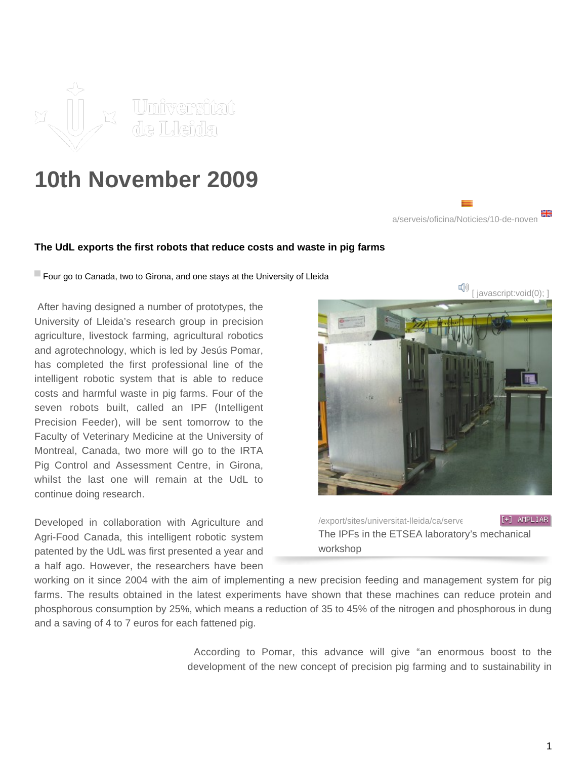# 10th November 2009

a/serveis/oficina/Noticies/10-de-noven

**The UdL exports the first robots that reduce costs and waste in pig farms**

Four go to Canada, two to Girona, and one stays at the University of Lleida

[ javascript:void(0); ]

After having designed a number of prototypes, the University of Lleida's research group in precision agriculture, livestock farming, agricultural robotics and agrotechnology, which is led by Jesús Pomar, has completed the first professional line of the intelligent robotic system that is able to reduce costs and harmful waste in pig farms. Four of the seven robots built, called an IPF (Intelligent Precision Feeder), will be sent tomorrow to the Faculty of Veterinary Medicine at the University of Montreal, Canada, two more will go to the IRTA Pig Control and Assessment Centre, in Girona, whilst the last one will remain at the UdL to continue doing research.

/export/sites/universitat-lleida/ca/serve [+] AMPLIAR

The IPFs in the ETSEA laboratory's mechanical workshop

Developed in collaboration with Agriculture and Agri-Food Canada, this intelligent robotic system patented by the UdL was first presented a year and a half ago. However, the researchers have been working on it since 2004 with the aim of implementing a new precision feeding and management system for pig farms. The results obtained in the latest experiments have shown that these machines can reduce protein and phosphorous consumption by 25%, which means a reduction of 35 to 45% of the nitrogen and phosphorous in dung and a saving of 4 to 7 euros for each fattened pig.

According to Pomar, this advance will give "an enormous boost to the development of the new concept of precision pig farming and to sustainability in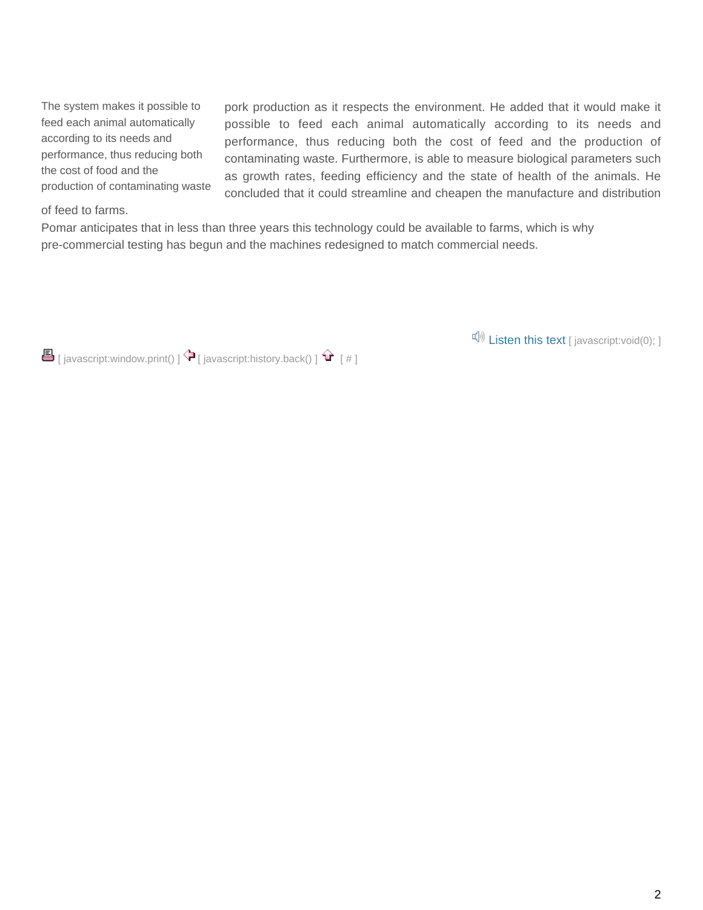> The system makes it possible to feed each animal automatically according to its needs and performance, thus reducing both the cost of food and the production of contaminating waste

pork production as it respects the environment. He added that it would make it possible to feed each animal automatically according to its needs and performance, thus reducing both the cost of feed and the production of contaminating waste. Furthermore, is able to measure biological parameters such as growth rates, feeding efficiency and the state of health of the animals. He concluded that it could streamline and cheapen the manufacture and distribution of feed to farms.

Pomar anticipates that in less than three years this technology could be available to farms, which is why pre-commercial testing has begun and the machines redesigned to match commercial needs.

Listen this text [ javascript:void(0); ]

[ javascript:window.print() ] [ javascript:history.back() ] [ # ]